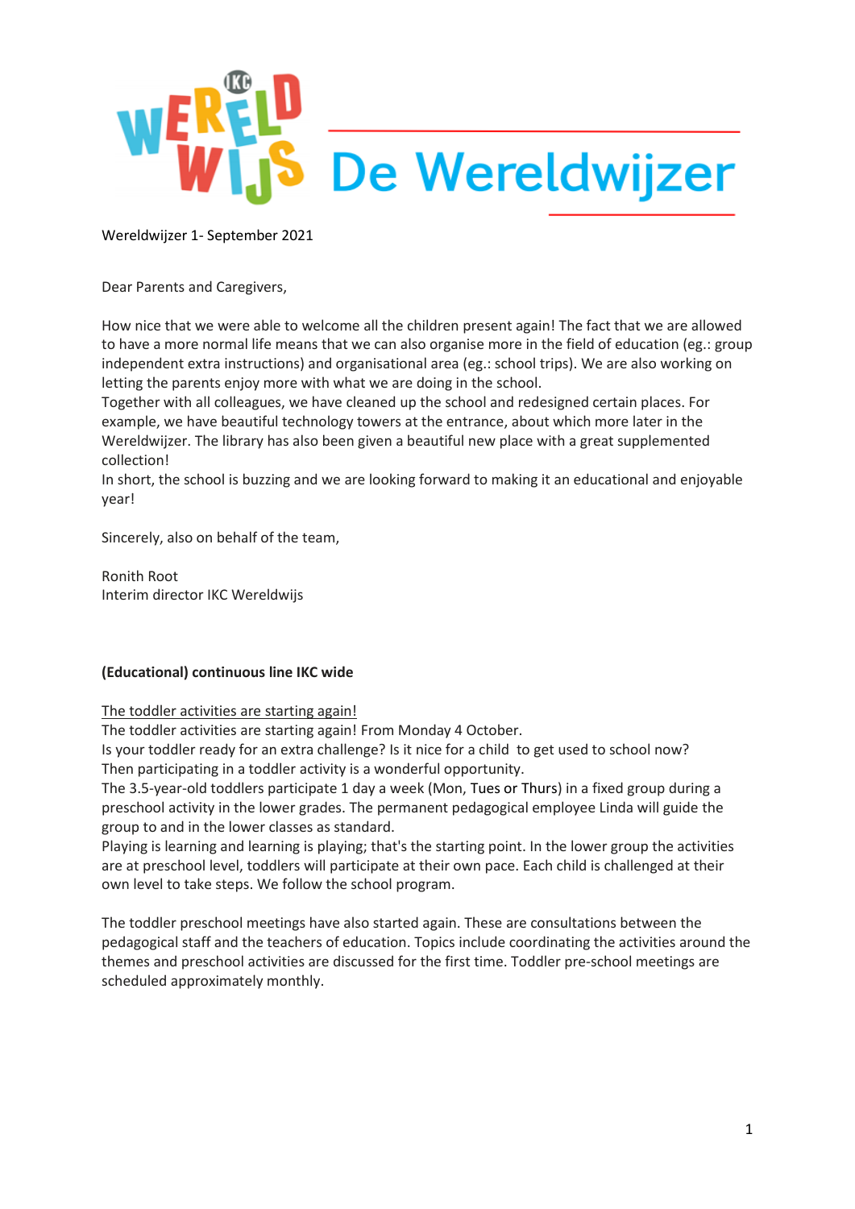# De Wereldwijzer

Wereldwijzer 1- September 2021

Dear Parents and Caregivers,

How nice that we were able to welcome all the children present again! The fact that we are allowed to have a more normal life means that we can also organise more in the field of education (eg.: group independent extra instructions) and organisational area (eg.: school trips). We are also working on letting the parents enjoy more with what we are doing in the school.
Together with all colleagues, we have cleaned up the school and redesigned certain places. For example, we have beautiful technology towers at the entrance, about which more later in the Wereldwijzer. The library has also been given a beautiful new place with a great supplemented collection!
In short, the school is buzzing and we are looking forward to making it an educational and enjoyable year!

Sincerely, also on behalf of the team,

Ronith Root
Interim director IKC Wereldwijs

**(Educational) continuous line IKC wide**

<u>The toddler activities are starting again!</u>
The toddler activities are starting again! From Monday 4 October.
Is your toddler ready for an extra challenge? Is it nice for a child to get used to school now? Then participating in a toddler activity is a wonderful opportunity.
The 3.5-year-old toddlers participate 1 day a week (Mon, Tues or Thurs) in a fixed group during a preschool activity in the lower grades. The permanent pedagogical employee Linda will guide the group to and in the lower classes as standard.
Playing is learning and learning is playing; that's the starting point. In the lower group the activities are at preschool level, toddlers will participate at their own pace. Each child is challenged at their own level to take steps. We follow the school program.

The toddler preschool meetings have also started again. These are consultations between the pedagogical staff and the teachers of education. Topics include coordinating the activities around the themes and preschool activities are discussed for the first time. Toddler pre-school meetings are scheduled approximately monthly.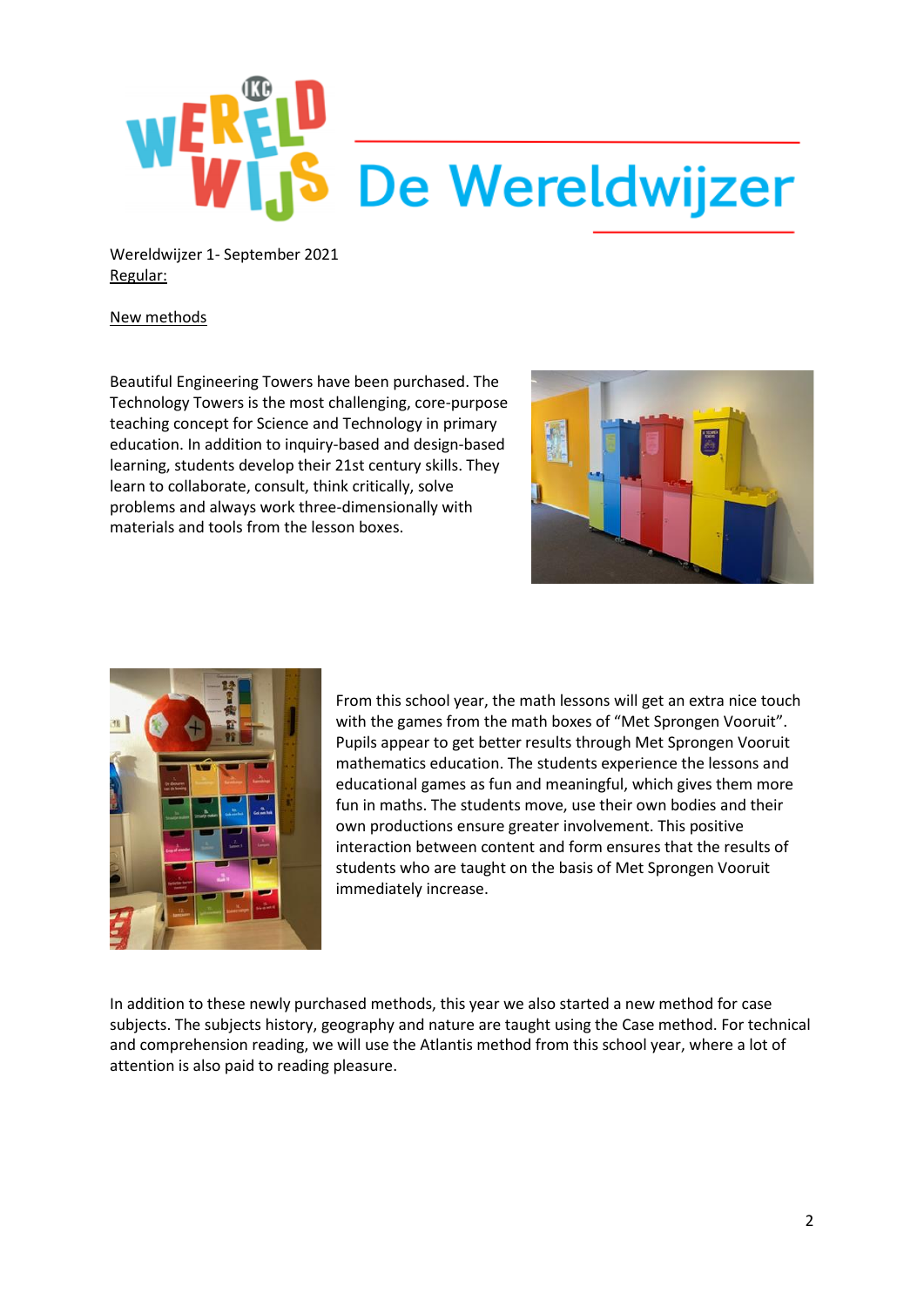# De Wereldwijzer

Wereldwijzer 1- September 2021

Regular:

New methods

Beautiful Engineering Towers have been purchased. The Technology Towers is the most challenging, core-purpose teaching concept for Science and Technology in primary education. In addition to inquiry-based and design-based learning, students develop their 21st century skills. They learn to collaborate, consult, think critically, solve problems and always work three-dimensionally with materials and tools from the lesson boxes.

From this school year, the math lessons will get an extra nice touch with the games from the math boxes of "Met Sprongen Vooruit". Pupils appear to get better results through Met Sprongen Vooruit mathematics education. The students experience the lessons and educational games as fun and meaningful, which gives them more fun in maths. The students move, use their own bodies and their own productions ensure greater involvement. This positive interaction between content and form ensures that the results of students who are taught on the basis of Met Sprongen Vooruit immediately increase.

In addition to these newly purchased methods, this year we also started a new method for case subjects. The subjects history, geography and nature are taught using the Case method. For technical and comprehension reading, we will use the Atlantis method from this school year, where a lot of attention is also paid to reading pleasure.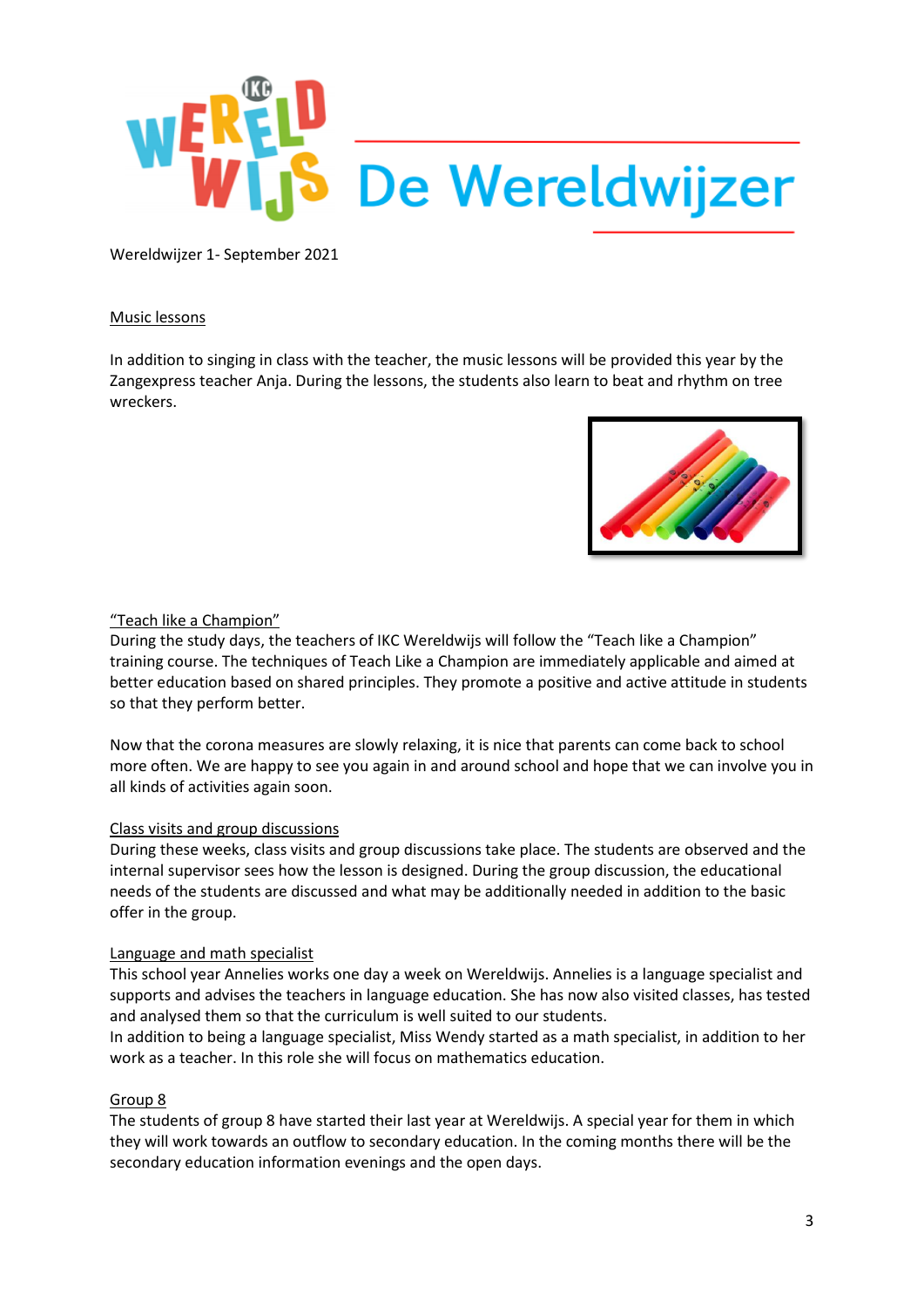# De Wereldwijzer

Wereldwijzer 1- September 2021

## Music lessons

In addition to singing in class with the teacher, the music lessons will be provided this year by the Zangexpress teacher Anja. During the lessons, the students also learn to beat and rhythm on tree wreckers.

## "Teach like a Champion"

During the study days, the teachers of IKC Wereldwijs will follow the "Teach like a Champion" training course. The techniques of Teach Like a Champion are immediately applicable and aimed at better education based on shared principles. They promote a positive and active attitude in students so that they perform better.

Now that the corona measures are slowly relaxing, it is nice that parents can come back to school more often. We are happy to see you again in and around school and hope that we can involve you in all kinds of activities again soon.

## Class visits and group discussions

During these weeks, class visits and group discussions take place. The students are observed and the internal supervisor sees how the lesson is designed. During the group discussion, the educational needs of the students are discussed and what may be additionally needed in addition to the basic offer in the group.

## Language and math specialist

This school year Annelies works one day a week on Wereldwijs. Annelies is a language specialist and supports and advises the teachers in language education. She has now also visited classes, has tested and analysed them so that the curriculum is well suited to our students.
In addition to being a language specialist, Miss Wendy started as a math specialist, in addition to her work as a teacher. In this role she will focus on mathematics education.

## Group 8

The students of group 8 have started their last year at Wereldwijs. A special year for them in which they will work towards an outflow to secondary education. In the coming months there will be the secondary education information evenings and the open days.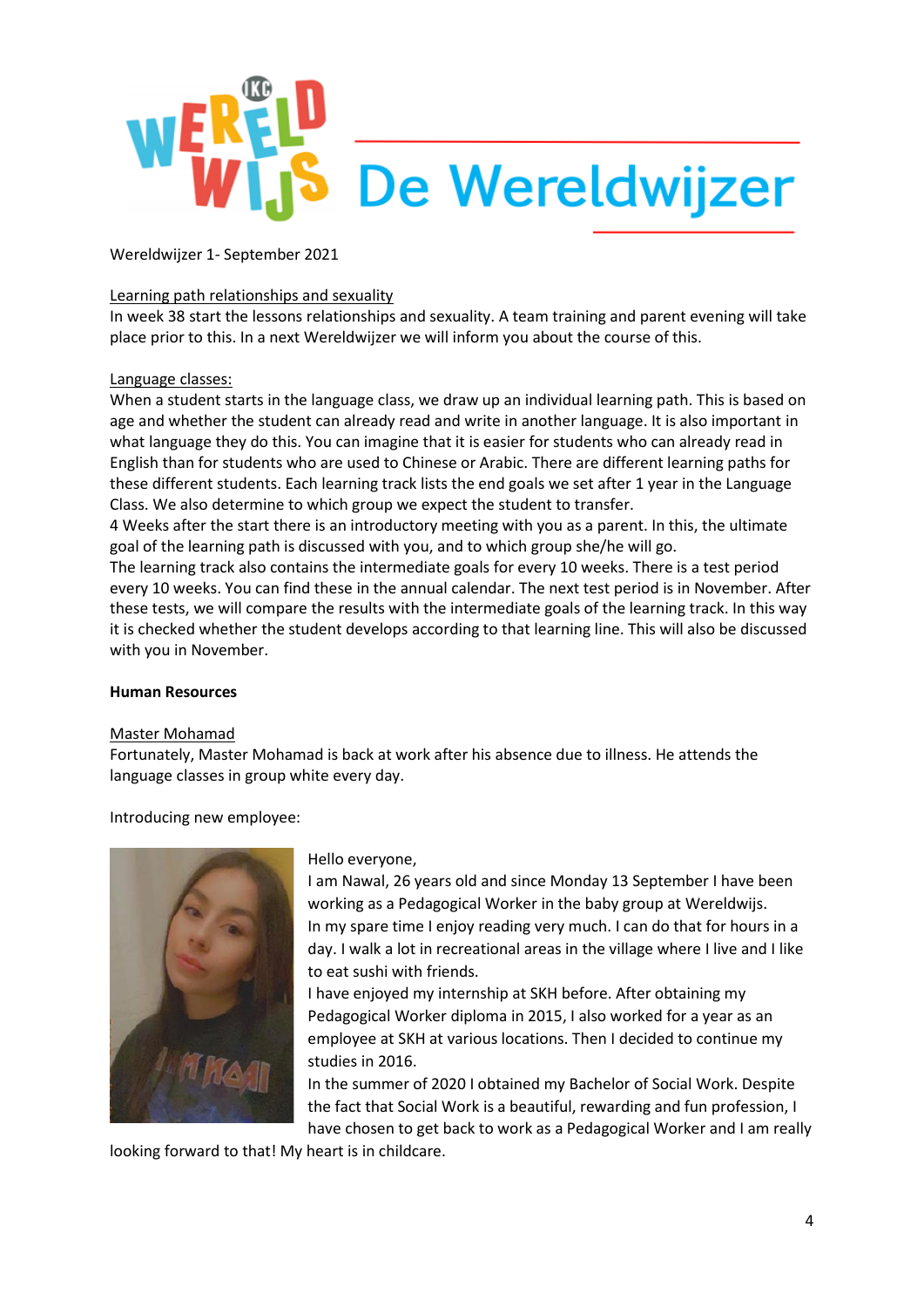# De Wereldwijzer

Wereldwijzer 1- September 2021

Learning path relationships and sexuality

In week 38 start the lessons relationships and sexuality. A team training and parent evening will take place prior to this. In a next Wereldwijzer we will inform you about the course of this.

Language classes:

When a student starts in the language class, we draw up an individual learning path. This is based on age and whether the student can already read and write in another language. It is also important in what language they do this. You can imagine that it is easier for students who can already read in English than for students who are used to Chinese or Arabic. There are different learning paths for these different students. Each learning track lists the end goals we set after 1 year in the Language Class. We also determine to which group we expect the student to transfer.

4 Weeks after the start there is an introductory meeting with you as a parent. In this, the ultimate goal of the learning path is discussed with you, and to which group she/he will go.

The learning track also contains the intermediate goals for every 10 weeks. There is a test period every 10 weeks. You can find these in the annual calendar. The next test period is in November. After these tests, we will compare the results with the intermediate goals of the learning track. In this way it is checked whether the student develops according to that learning line. This will also be discussed with you in November.

**Human Resources**

Master Mohamad

Fortunately, Master Mohamad is back at work after his absence due to illness. He attends the language classes in group white every day.

Introducing new employee:

Hello everyone,

I am Nawal, 26 years old and since Monday 13 September I have been working as a Pedagogical Worker in the baby group at Wereldwijs.

In my spare time I enjoy reading very much. I can do that for hours in a day. I walk a lot in recreational areas in the village where I live and I like to eat sushi with friends.

I have enjoyed my internship at SKH before. After obtaining my Pedagogical Worker diploma in 2015, I also worked for a year as an employee at SKH at various locations. Then I decided to continue my studies in 2016.

In the summer of 2020 I obtained my Bachelor of Social Work. Despite the fact that Social Work is a beautiful, rewarding and fun profession, I have chosen to get back to work as a Pedagogical Worker and I am really looking forward to that! My heart is in childcare.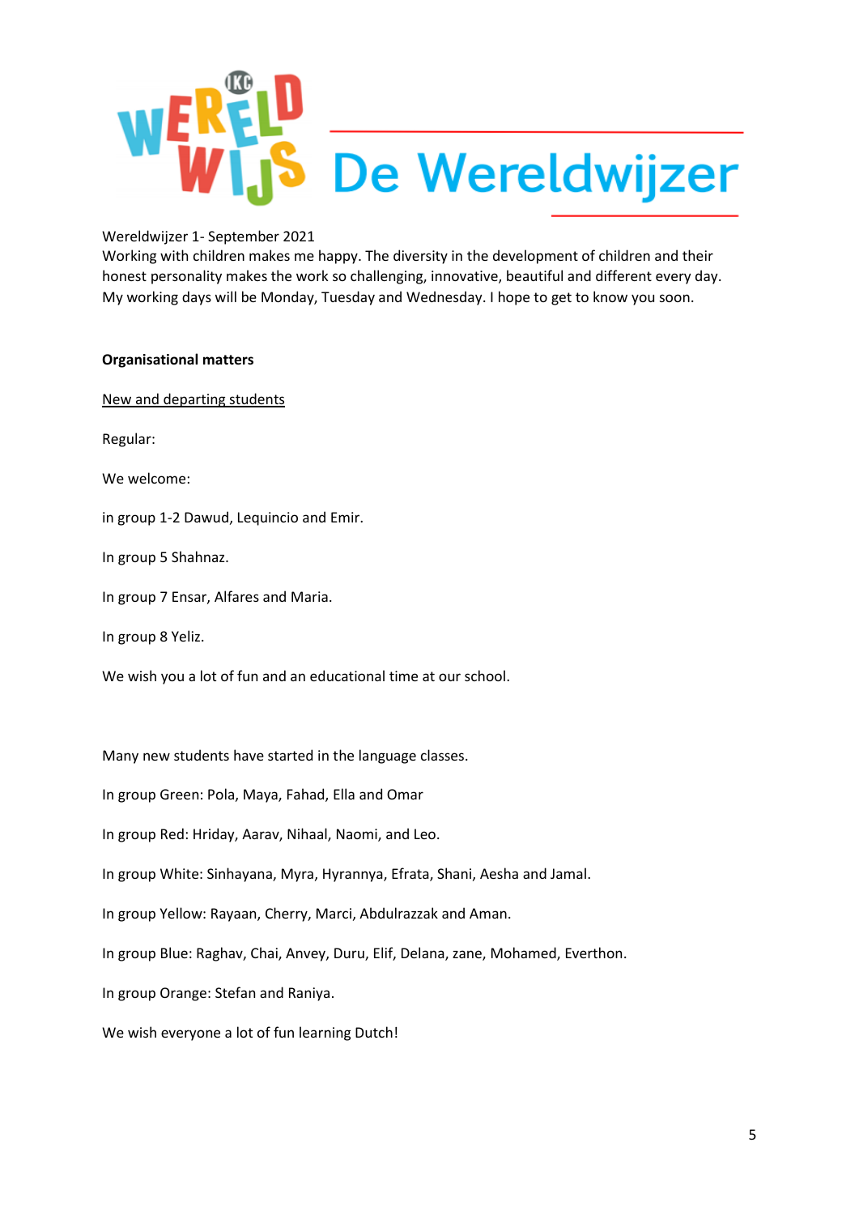# De Wereldwijzer

Wereldwijzer 1- September 2021
Working with children makes me happy. The diversity in the development of children and their honest personality makes the work so challenging, innovative, beautiful and different every day. My working days will be Monday, Tuesday and Wednesday. I hope to get to know you soon.

**Organisational matters**

<u>New and departing students</u>

Regular:

We welcome:

in group 1-2 Dawud, Lequincio and Emir.

In group 5 Shahnaz.

In group 7 Ensar, Alfares and Maria.

In group 8 Yeliz.

We wish you a lot of fun and an educational time at our school.

Many new students have started in the language classes.

In group Green: Pola, Maya, Fahad, Ella and Omar

In group Red: Hriday, Aarav, Nihaal, Naomi, and Leo.

In group White: Sinhayana, Myra, Hyrannya, Efrata, Shani, Aesha and Jamal.

In group Yellow: Rayaan, Cherry, Marci, Abdulrazzak and Aman.

In group Blue: Raghav, Chai, Anvey, Duru, Elif, Delana, zane, Mohamed, Everthon.

In group Orange: Stefan and Raniya.

We wish everyone a lot of fun learning Dutch!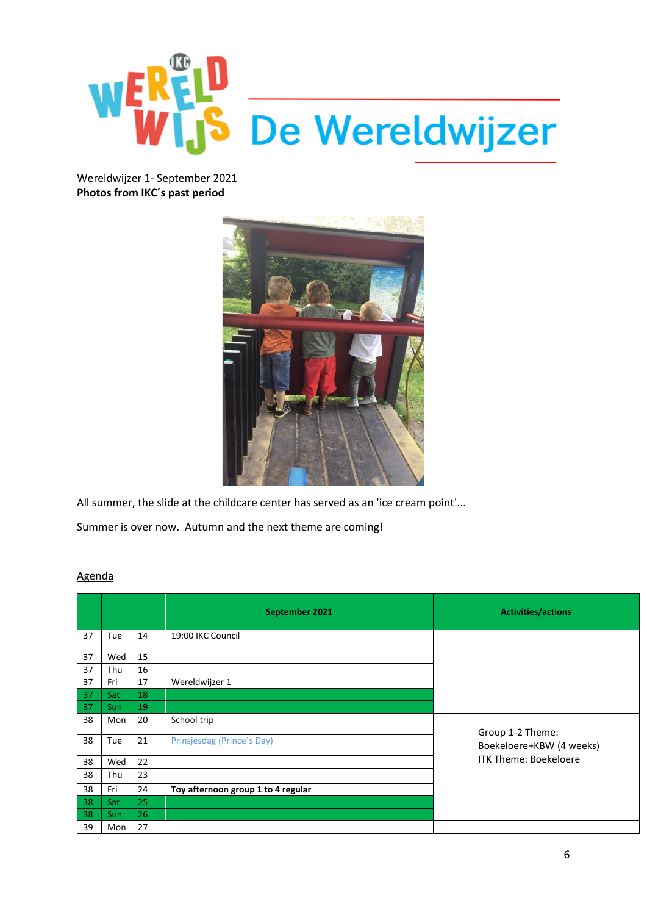# De Wereldwijzer

Wereldwijzer 1- September 2021

**Photos from IKC´s past period**

All summer, the slide at the childcare center has served as an 'ice cream point'...

Summer is over now. Autumn and the next theme are coming!

Agenda

| | | | September 2021 | Activities/actions |
|---|---|---|---|---|
| 37 | Tue | 14 | 19:00 IKC Council | |
| 37 | Wed | 15 | | |
| 37 | Thu | 16 | | |
| 37 | Fri | 17 | Wereldwijzer 1 | |
| 37 | Sat | 18 | | |
| 37 | Sun | 19 | | |
| 38 | Mon | 20 | School trip | Group 1-2 Theme: Boekeloere+KBW (4 weeks) ITK Theme: Boekeloere |
| 38 | Tue | 21 | Prinsjesdag (Prince´s Day) | |
| 38 | Wed | 22 | | |
| 38 | Thu | 23 | | |
| 38 | Fri | 24 | **Toy afternoon group 1 to 4 regular** | |
| 38 | Sat | 25 | | |
| 38 | Sun | 26 | | |
| 39 | Mon | 27 | | |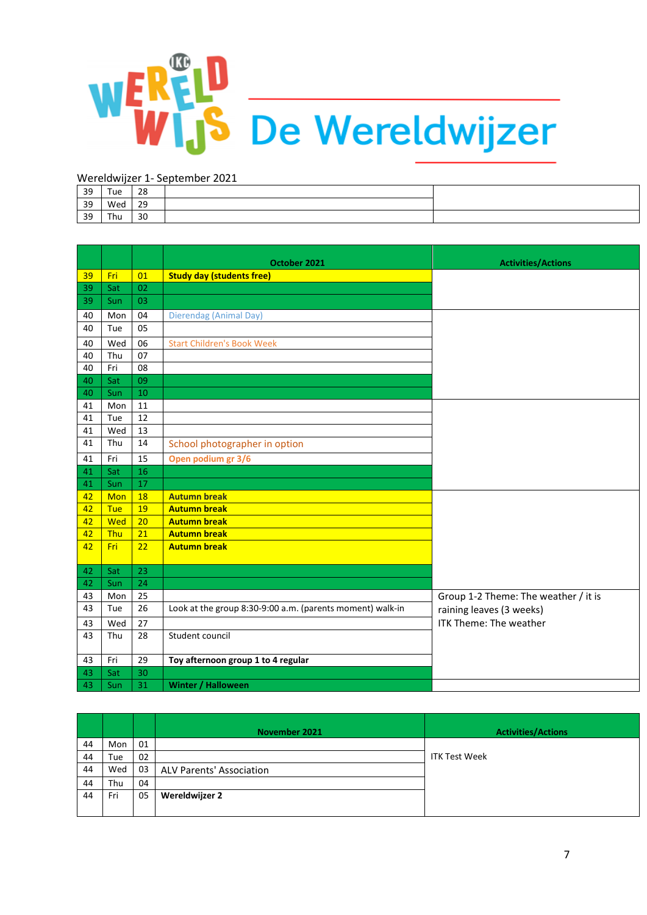# De Wereldwijzer

Wereldwijzer 1- September 2021

| | | | | |
|---|---|---|---|---|
| 39 | Tue | 28 | | |
| 39 | Wed | 29 | | |
| 39 | Thu | 30 | | |

| | | | October 2021 | Activities/Actions |
|---|---|---|---|---|
| 39 | Fri | 01 | **Study day (students free)** | |
| 39 | Sat | 02 | | |
| 39 | Sun | 03 | | |
| 40 | Mon | 04 | Dierendag (Animal Day) | |
| 40 | Tue | 05 | | |
| 40 | Wed | 06 | Start Children's Book Week | |
| 40 | Thu | 07 | | |
| 40 | Fri | 08 | | |
| 40 | Sat | 09 | | |
| 40 | Sun | 10 | | |
| 41 | Mon | 11 | | |
| 41 | Tue | 12 | | |
| 41 | Wed | 13 | | |
| 41 | Thu | 14 | School photographer in option | |
| 41 | Fri | 15 | **Open podium gr 3/6** | |
| 41 | Sat | 16 | | |
| 41 | Sun | 17 | | |
| 42 | Mon | 18 | **Autumn break** | |
| 42 | Tue | 19 | **Autumn break** | |
| 42 | Wed | 20 | **Autumn break** | |
| 42 | Thu | 21 | **Autumn break** | |
| 42 | Fri | 22 | **Autumn break** | |
| 42 | Sat | 23 | | |
| 42 | Sun | 24 | | |
| 43 | Mon | 25 | | Group 1-2 Theme: The weather / it is raining leaves (3 weeks)<br>ITK Theme: The weather |
| 43 | Tue | 26 | Look at the group 8:30-9:00 a.m. (parents moment) walk-in | |
| 43 | Wed | 27 | | |
| 43 | Thu | 28 | Student council | |
| 43 | Fri | 29 | **Toy afternoon group 1 to 4 regular** | |
| 43 | Sat | 30 | | |
| 43 | Sun | 31 | **Winter / Halloween** | |

| | | | November 2021 | Activities/Actions |
|---|---|---|---|---|
| 44 | Mon | 01 | | ITK Test Week |
| 44 | Tue | 02 | | |
| 44 | Wed | 03 | ALV Parents' Association | |
| 44 | Thu | 04 | | |
| 44 | Fri | 05 | **Wereldwijzer 2** | |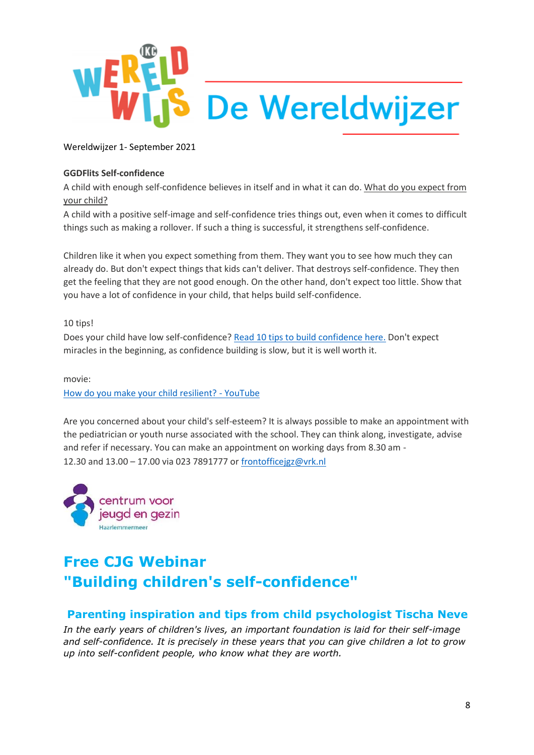# De Wereldwijzer

Wereldwijzer 1- September 2021

**GGDFlits Self-confidence**

A child with enough self-confidence believes in itself and in what it can do. What do you expect from your child?

A child with a positive self-image and self-confidence tries things out, even when it comes to difficult things such as making a rollover. If such a thing is successful, it strengthens self-confidence.

Children like it when you expect something from them. They want you to see how much they can already do. But don't expect things that kids can't deliver. That destroys self-confidence. They then get the feeling that they are not good enough. On the other hand, don't expect too little. Show that you have a lot of confidence in your child, that helps build self-confidence.

10 tips!

Does your child have low self-confidence? Read 10 tips to build confidence here. Don't expect miracles in the beginning, as confidence building is slow, but it is well worth it.

movie:

How do you make your child resilient? - YouTube

Are you concerned about your child's self-esteem? It is always possible to make an appointment with the pediatrician or youth nurse associated with the school. They can think along, investigate, advise and refer if necessary. You can make an appointment on working days from 8.30 am - 12.30 and 13.00 – 17.00 via 023 7891777 or frontofficejgz@vrk.nl

centrum voor jeugd en gezin Haarlemmermeer

## Free CJG Webinar "Building children's self-confidence"

### Parenting inspiration and tips from child psychologist Tischa Neve

*In the early years of children's lives, an important foundation is laid for their self-image and self-confidence. It is precisely in these years that you can give children a lot to grow up into self-confident people, who know what they are worth.*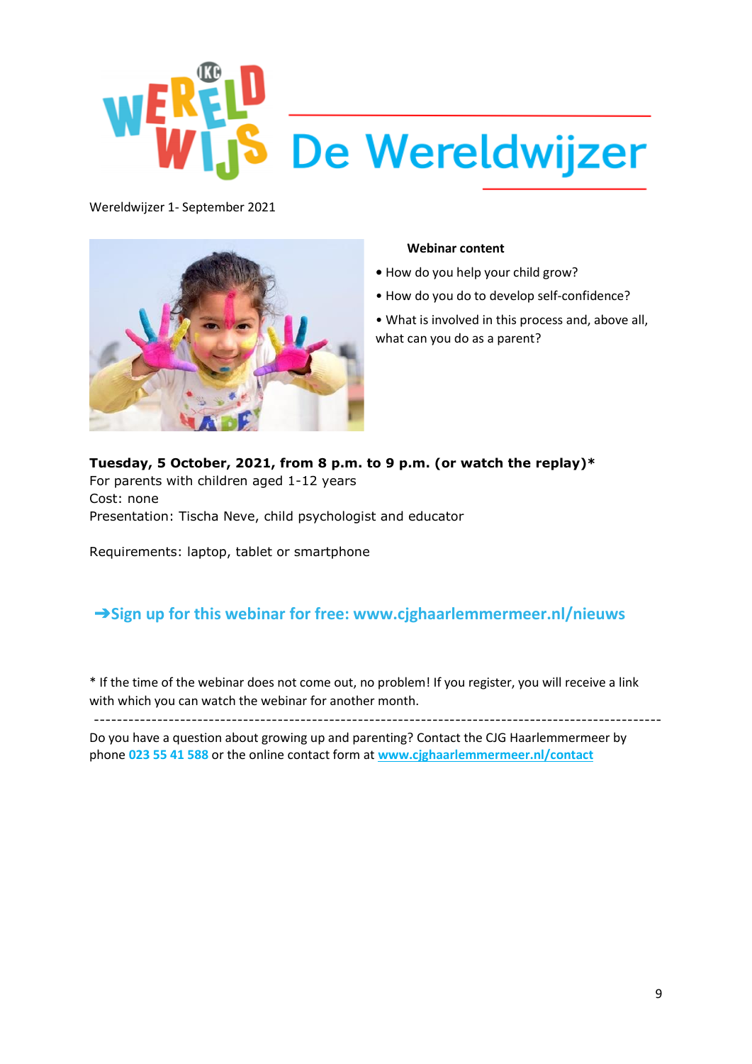# De Wereldwijzer

Wereldwijzer 1- September 2021

**Webinar content**

- How do you help your child grow?
- How do you do to develop self-confidence?
- What is involved in this process and, above all, what can you do as a parent?

**Tuesday, 5 October, 2021, from 8 p.m. to 9 p.m. (or watch the replay)***
For parents with children aged 1-12 years
Cost: none
Presentation: Tischa Neve, child psychologist and educator

Requirements: laptop, tablet or smartphone

**➔Sign up for this webinar for free: www.cjghaarlemmermeer.nl/nieuws**

* If the time of the webinar does not come out, no problem! If you register, you will receive a link with which you can watch the webinar for another month.

---

Do you have a question about growing up and parenting? Contact the CJG Haarlemmermeer by phone **023 55 41 588** or the online contact form at **www.cjghaarlemmermeer.nl/contact**